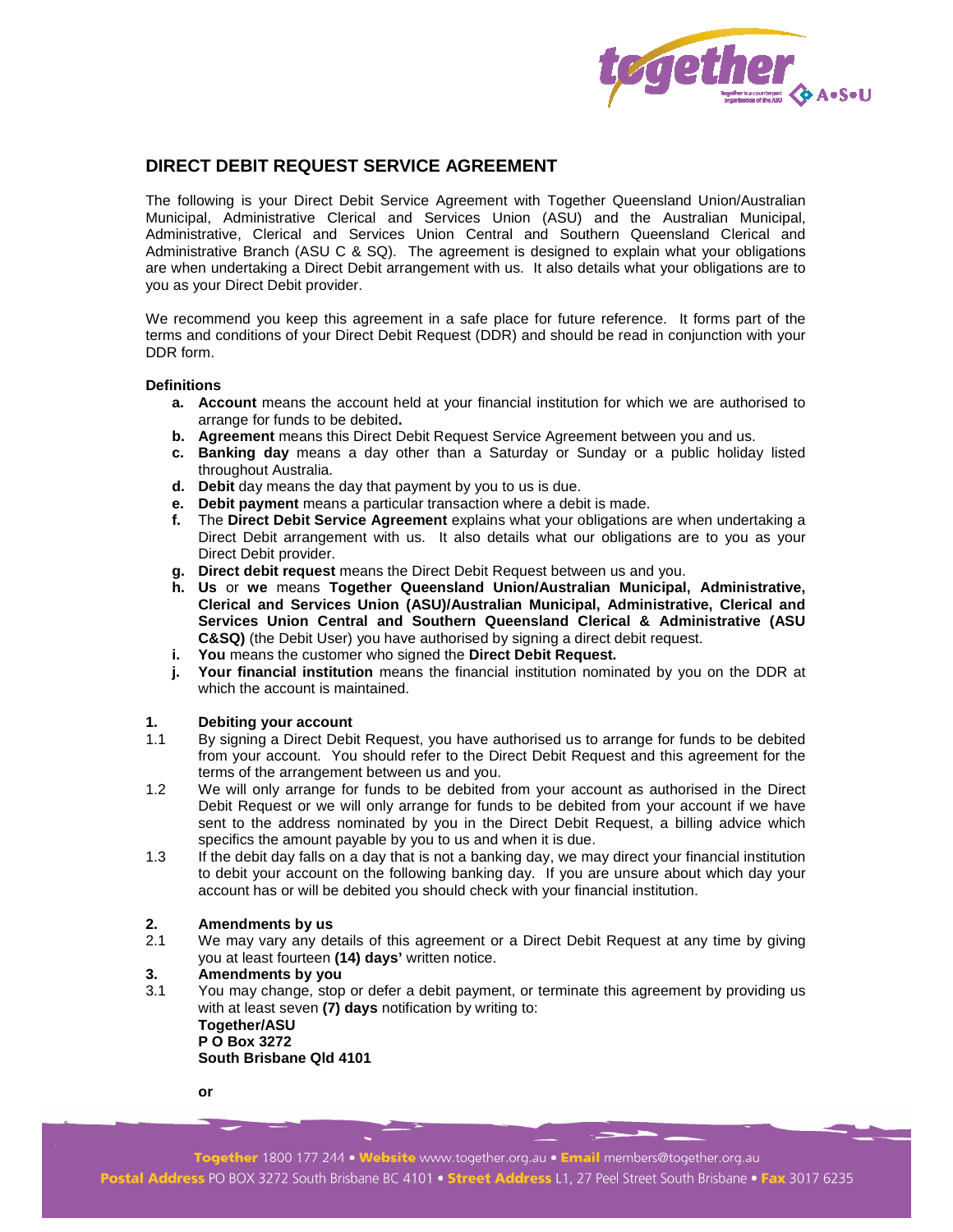## DIRECT DEBIT REQUEST SERVICE AGREEMENT

The following is your Direct Debit Service Agreement with Together Queensland Union/Australian Municipal, Administrative Clerical and Services Union (ASU) and the Australian Municipal, Administrative, Clerical and Services Union Central and Southern Queensland Clerical and Administrative Branch (ASU C & SQ). The agreement is designed to explain what your obligations are when undertaking a Direct Debit arrangement with us. It also details what your obligations are to you as your Direct Debit provider.

We recommend you keep this agreement in a safe place for future reference. It forms part of the terms and conditions of your Direct Debit Request (DDR) and should be read in conjunction with your DDR form.

**Definitions**

- **a. Account** means the account held at your financial institution for which we are authorised to arrange for funds to be debited**.**
- **b. Agreement** means this Direct Debit Request Service Agreement between you and us.
- **c. Banking day** means a day other than a Saturday or Sunday or a public holiday listed throughout Australia.
- **d. Debit** day means the day that payment by you to us is due.
- **e. Debit payment** means a particular transaction where a debit is made.
- **f.** The **Direct Debit Service Agreement** explains what your obligations are when undertaking a Direct Debit arrangement with us. It also details what our obligations are to you as your Direct Debit provider.
- **g. Direct debit request** means the Direct Debit Request between us and you.
- **h. Us** or **we** means **Together Queensland Union/Australian Municipal, Administrative, Clerical and Services Union (ASU)/Australian Municipal, Administrative, Clerical and Services Union Central and Southern Queensland Clerical & Administrative (ASU C&SQ)** (the Debit User) you have authorised by signing a direct debit request.
- **i. You** means the customer who signed the **Direct Debit Request.**
- **j. Your financial institution** means the financial institution nominated by you on the DDR at which the account is maintained.

**1. Debiting your account**

1.1 By signing a Direct Debit Request, you have authorised us to arrange for funds to be debited from your account. You should refer to the Direct Debit Request and this agreement for the terms of the arrangement between us and you.

1.2 We will only arrange for funds to be debited from your account as authorised in the Direct Debit Request or we will only arrange for funds to be debited from your account if we have sent to the address nominated by you in the Direct Debit Request, a billing advice which specifics the amount payable by you to us and when it is due.

1.3 If the debit day falls on a day that is not a banking day, we may direct your financial institution to debit your account on the following banking day. If you are unsure about which day your account has or will be debited you should check with your financial institution.

**2. Amendments by us**

2.1 We may vary any details of this agreement or a Direct Debit Request at any time by giving you at least fourteen **(14) days'** written notice.

**3. Amendments by you**

3.1 You may change, stop or defer a debit payment, or terminate this agreement by providing us with at least seven **(7) days** notification by writing to:

**Together/ASU**
**P O Box 3272**
**South Brisbane Qld 4101**

**or**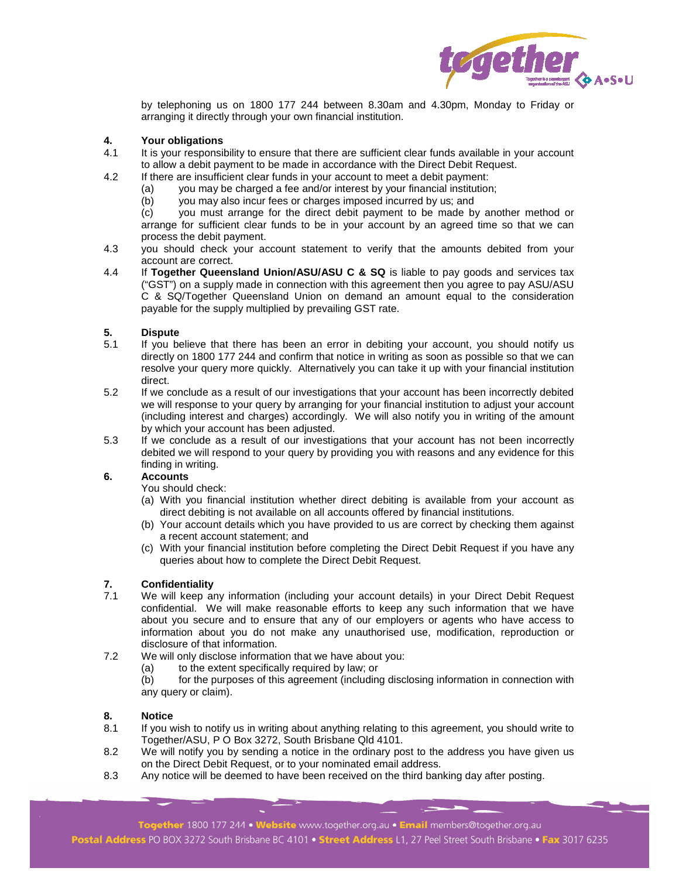by telephoning us on 1800 177 244 between 8.30am and 4.30pm, Monday to Friday or arranging it directly through your own financial institution.

**4. Your obligations**

4.1 It is your responsibility to ensure that there are sufficient clear funds available in your account to allow a debit payment to be made in accordance with the Direct Debit Request.

4.2 If there are insufficient clear funds in your account to meet a debit payment:

(a) you may be charged a fee and/or interest by your financial institution;

(b) you may also incur fees or charges imposed incurred by us; and

(c) you must arrange for the direct debit payment to be made by another method or arrange for sufficient clear funds to be in your account by an agreed time so that we can process the debit payment.

4.3 you should check your account statement to verify that the amounts debited from your account are correct.

4.4 If **Together Queensland Union/ASU/ASU C & SQ** is liable to pay goods and services tax ("GST") on a supply made in connection with this agreement then you agree to pay ASU/ASU C & SQ/Together Queensland Union on demand an amount equal to the consideration payable for the supply multiplied by prevailing GST rate.

**5. Dispute**

5.1 If you believe that there has been an error in debiting your account, you should notify us directly on 1800 177 244 and confirm that notice in writing as soon as possible so that we can resolve your query more quickly. Alternatively you can take it up with your financial institution direct.

5.2 If we conclude as a result of our investigations that your account has been incorrectly debited we will response to your query by arranging for your financial institution to adjust your account (including interest and charges) accordingly. We will also notify you in writing of the amount by which your account has been adjusted.

5.3 If we conclude as a result of our investigations that your account has not been incorrectly debited we will respond to your query by providing you with reasons and any evidence for this finding in writing.

**6. Accounts**

You should check:

(a) With you financial institution whether direct debiting is available from your account as direct debiting is not available on all accounts offered by financial institutions.

(b) Your account details which you have provided to us are correct by checking them against a recent account statement; and

(c) With your financial institution before completing the Direct Debit Request if you have any queries about how to complete the Direct Debit Request.

**7. Confidentiality**

7.1 We will keep any information (including your account details) in your Direct Debit Request confidential. We will make reasonable efforts to keep any such information that we have about you secure and to ensure that any of our employers or agents who have access to information about you do not make any unauthorised use, modification, reproduction or disclosure of that information.

7.2 We will only disclose information that we have about you:

(a) to the extent specifically required by law; or

(b) for the purposes of this agreement (including disclosing information in connection with any query or claim).

**8. Notice**

8.1 If you wish to notify us in writing about anything relating to this agreement, you should write to Together/ASU, P O Box 3272, South Brisbane Qld 4101.

8.2 We will notify you by sending a notice in the ordinary post to the address you have given us on the Direct Debit Request, or to your nominated email address.

8.3 Any notice will be deemed to have been received on the third banking day after posting.